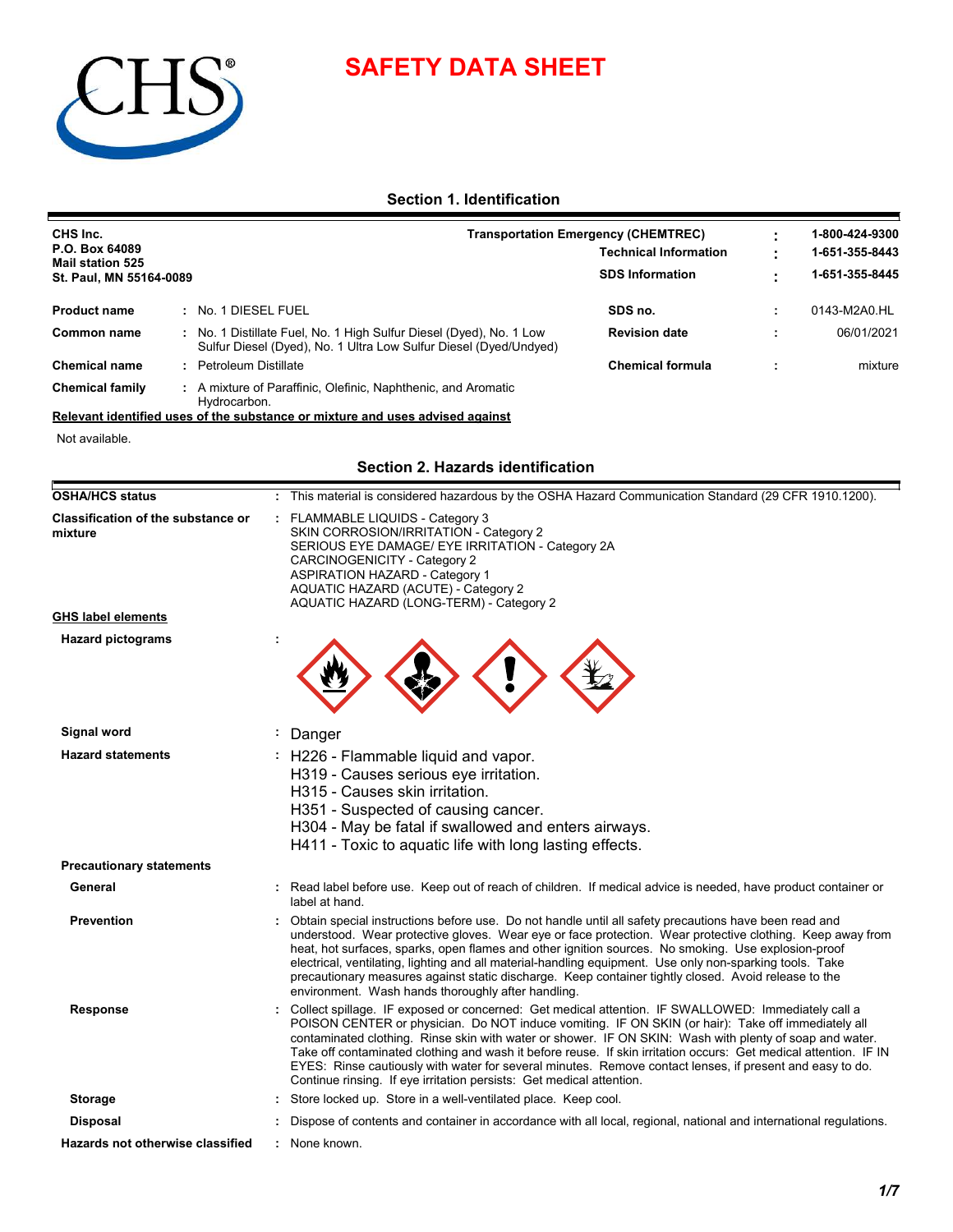# SAFETY DATA SHEET

## Section 1. Identification

**CHS Inc.**
**P.O. Box 64089**
**Mail station 525**
**St. Paul, MN 55164-0089**

| | | |
|---|---|---|
| **Transportation Emergency (CHEMTREC)** | : | **1-800-424-9300** |
| **Technical Information** | : | **1-651-355-8443** |
| **SDS Information** | : | **1-651-355-8445** |

| | | | | |
|---|---|---|---|---|
| **Product name** | : No. 1 DIESEL FUEL | **SDS no.** | : | 0143-M2A0.HL |
| **Common name** | : No. 1 Distillate Fuel, No. 1 High Sulfur Diesel (Dyed), No. 1 Low Sulfur Diesel (Dyed), No. 1 Ultra Low Sulfur Diesel (Dyed/Undyed) | **Revision date** | : | 06/01/2021 |
| **Chemical name** | : Petroleum Distillate | **Chemical formula** | : | mixture |
| **Chemical family** | : A mixture of Paraffinic, Olefinic, Naphthenic, and Aromatic Hydrocarbon. | | | |

**Relevant identified uses of the substance or mixture and uses advised against**

Not available.

## Section 2. Hazards identification

**OSHA/HCS status** : This material is considered hazardous by the OSHA Hazard Communication Standard (29 CFR 1910.1200).

**Classification of the substance or mixture** :
FLAMMABLE LIQUIDS - Category 3
SKIN CORROSION/IRRITATION - Category 2
SERIOUS EYE DAMAGE/ EYE IRRITATION - Category 2A
CARCINOGENICITY - Category 2
ASPIRATION HAZARD - Category 1
AQUATIC HAZARD (ACUTE) - Category 2
AQUATIC HAZARD (LONG-TERM) - Category 2

**GHS label elements**

**Hazard pictograms** :

**Signal word** : Danger

**Hazard statements** :
H226 - Flammable liquid and vapor.
H319 - Causes serious eye irritation.
H315 - Causes skin irritation.
H351 - Suspected of causing cancer.
H304 - May be fatal if swallowed and enters airways.
H411 - Toxic to aquatic life with long lasting effects.

**Precautionary statements**

**General** : Read label before use. Keep out of reach of children. If medical advice is needed, have product container or label at hand.

**Prevention** : Obtain special instructions before use. Do not handle until all safety precautions have been read and understood. Wear protective gloves. Wear eye or face protection. Wear protective clothing. Keep away from heat, hot surfaces, sparks, open flames and other ignition sources. No smoking. Use explosion-proof electrical, ventilating, lighting and all material-handling equipment. Use only non-sparking tools. Take precautionary measures against static discharge. Keep container tightly closed. Avoid release to the environment. Wash hands thoroughly after handling.

**Response** : Collect spillage. IF exposed or concerned: Get medical attention. IF SWALLOWED: Immediately call a POISON CENTER or physician. Do NOT induce vomiting. IF ON SKIN (or hair): Take off immediately all contaminated clothing. Rinse skin with water or shower. IF ON SKIN: Wash with plenty of soap and water. Take off contaminated clothing and wash it before reuse. If skin irritation occurs: Get medical attention. IF IN EYES: Rinse cautiously with water for several minutes. Remove contact lenses, if present and easy to do. Continue rinsing. If eye irritation persists: Get medical attention.

**Storage** : Store locked up. Store in a well-ventilated place. Keep cool.

**Disposal** : Dispose of contents and container in accordance with all local, regional, national and international regulations.

**Hazards not otherwise classified** : None known.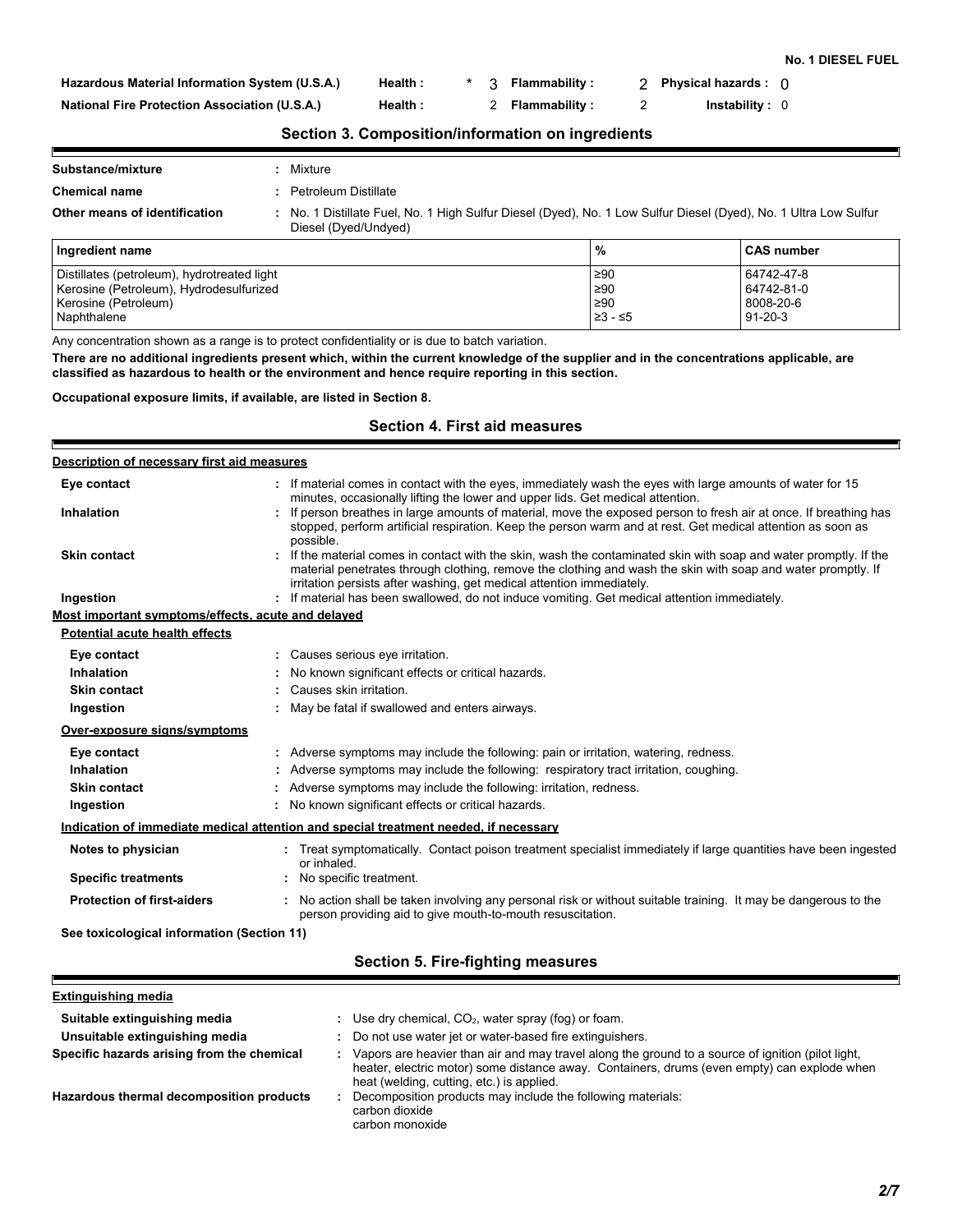| Hazardous Material Information System (U.S.A.) | Health : | * 3 | Flammability : | 2 | Physical hazards : | 0 |
|---|---|---|---|---|---|---|
| National Fire Protection Association (U.S.A.) | Health : | 2 | Flammability : | 2 | Instability : | 0 |

## Section 3. Composition/information on ingredients

**Substance/mixture** : Mixture

**Chemical name** : Petroleum Distillate

**Other means of identification** : No. 1 Distillate Fuel, No. 1 High Sulfur Diesel (Dyed), No. 1 Low Sulfur Diesel (Dyed), No. 1 Ultra Low Sulfur Diesel (Dyed/Undyed)

| Ingredient name | % | CAS number |
|---|---|---|
| Distillates (petroleum), hydrotreated light | ≥90 | 64742-47-8 |
| Kerosine (Petroleum), Hydrodesulfurized | ≥90 | 64742-81-0 |
| Kerosine (Petroleum) | ≥90 | 8008-20-6 |
| Naphthalene | ≥3 - ≤5 | 91-20-3 |

Any concentration shown as a range is to protect confidentiality or is due to batch variation.

**There are no additional ingredients present which, within the current knowledge of the supplier and in the concentrations applicable, are classified as hazardous to health or the environment and hence require reporting in this section.**

**Occupational exposure limits, if available, are listed in Section 8.**

## Section 4. First aid measures

**Description of necessary first aid measures**

**Eye contact** : If material comes in contact with the eyes, immediately wash the eyes with large amounts of water for 15 minutes, occasionally lifting the lower and upper lids. Get medical attention.

**Inhalation** : If person breathes in large amounts of material, move the exposed person to fresh air at once. If breathing has stopped, perform artificial respiration. Keep the person warm and at rest. Get medical attention as soon as possible.

**Skin contact** : If the material comes in contact with the skin, wash the contaminated skin with soap and water promptly. If the material penetrates through clothing, remove the clothing and wash the skin with soap and water promptly. If irritation persists after washing, get medical attention immediately.

**Ingestion** : If material has been swallowed, do not induce vomiting. Get medical attention immediately.

**Most important symptoms/effects, acute and delayed**

**Potential acute health effects**

**Eye contact** : Causes serious eye irritation.

**Inhalation** : No known significant effects or critical hazards.

**Skin contact** : Causes skin irritation.

**Ingestion** : May be fatal if swallowed and enters airways.

**Over-exposure signs/symptoms**

**Eye contact** : Adverse symptoms may include the following: pain or irritation, watering, redness.

**Inhalation** : Adverse symptoms may include the following: respiratory tract irritation, coughing.

**Skin contact** : Adverse symptoms may include the following: irritation, redness.

**Ingestion** : No known significant effects or critical hazards.

**Indication of immediate medical attention and special treatment needed, if necessary**

**Notes to physician** : Treat symptomatically. Contact poison treatment specialist immediately if large quantities have been ingested or inhaled.

**Specific treatments** : No specific treatment.

**Protection of first-aiders** : No action shall be taken involving any personal risk or without suitable training. It may be dangerous to the person providing aid to give mouth-to-mouth resuscitation.

**See toxicological information (Section 11)**

## Section 5. Fire-fighting measures

**Extinguishing media**

**Suitable extinguishing media** : Use dry chemical, $CO_2$, water spray (fog) or foam.

**Unsuitable extinguishing media** : Do not use water jet or water-based fire extinguishers.

**Specific hazards arising from the chemical** : Vapors are heavier than air and may travel along the ground to a source of ignition (pilot light, heater, electric motor) some distance away. Containers, drums (even empty) can explode when heat (welding, cutting, etc.) is applied.

**Hazardous thermal decomposition products** : Decomposition products may include the following materials:
carbon dioxide
carbon monoxide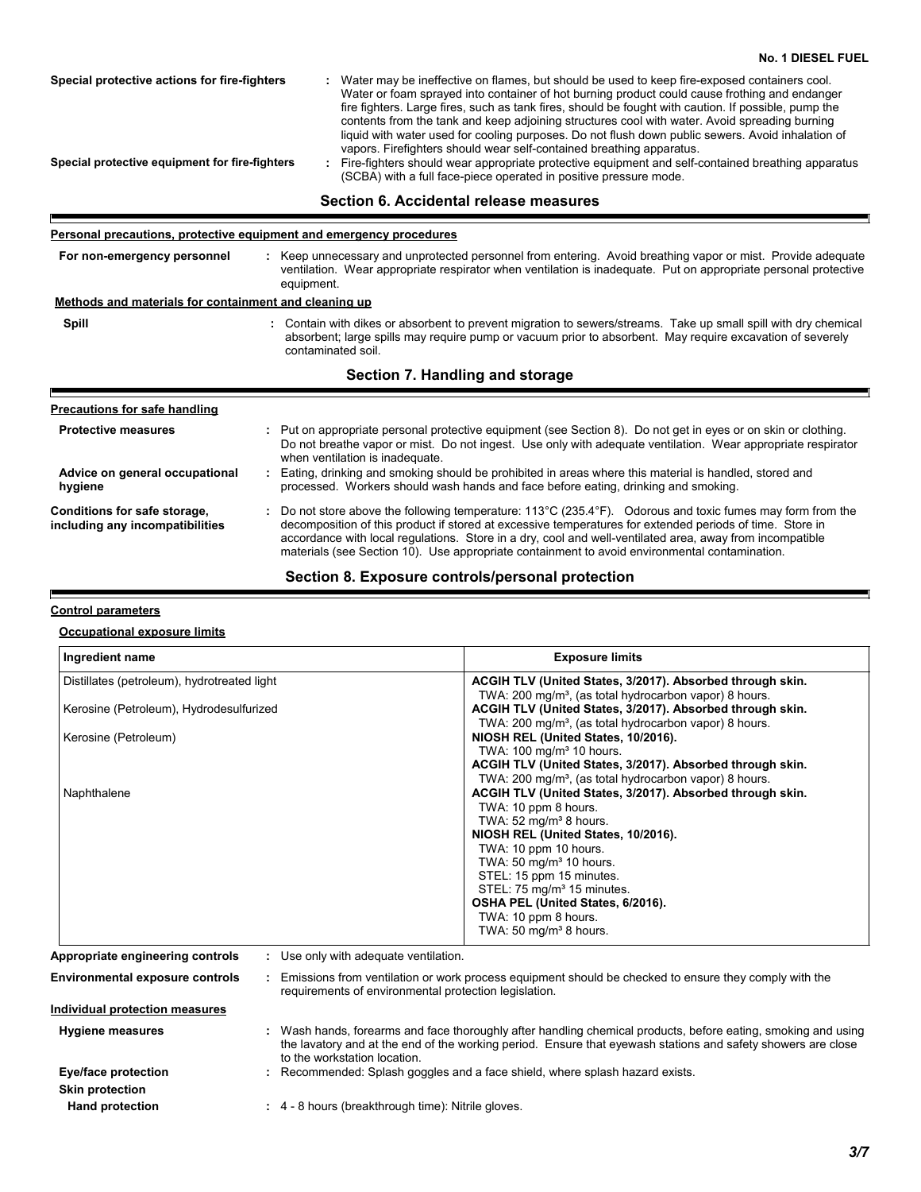**Special protective actions for fire-fighters** : Water may be ineffective on flames, but should be used to keep fire-exposed containers cool. Water or foam sprayed into container of hot burning product could cause frothing and endanger fire fighters. Large fires, such as tank fires, should be fought with caution. If possible, pump the contents from the tank and keep adjoining structures cool with water. Avoid spreading burning liquid with water used for cooling purposes. Do not flush down public sewers. Avoid inhalation of vapors. Firefighters should wear self-contained breathing apparatus.

**Special protective equipment for fire-fighters** : Fire-fighters should wear appropriate protective equipment and self-contained breathing apparatus (SCBA) with a full face-piece operated in positive pressure mode.

## Section 6. Accidental release measures

**Personal precautions, protective equipment and emergency procedures**

**For non-emergency personnel** : Keep unnecessary and unprotected personnel from entering. Avoid breathing vapor or mist. Provide adequate ventilation. Wear appropriate respirator when ventilation is inadequate. Put on appropriate personal protective equipment.

**Methods and materials for containment and cleaning up**

**Spill** : Contain with dikes or absorbent to prevent migration to sewers/streams. Take up small spill with dry chemical absorbent; large spills may require pump or vacuum prior to absorbent. May require excavation of severely contaminated soil.

## Section 7. Handling and storage

**Precautions for safe handling**

**Protective measures** : Put on appropriate personal protective equipment (see Section 8). Do not get in eyes or on skin or clothing. Do not breathe vapor or mist. Do not ingest. Use only with adequate ventilation. Wear appropriate respirator when ventilation is inadequate.

**Advice on general occupational hygiene** : Eating, drinking and smoking should be prohibited in areas where this material is handled, stored and processed. Workers should wash hands and face before eating, drinking and smoking.

**Conditions for safe storage, including any incompatibilities** : Do not store above the following temperature: 113°C (235.4°F). Odorous and toxic fumes may form from the decomposition of this product if stored at excessive temperatures for extended periods of time. Store in accordance with local regulations. Store in a dry, cool and well-ventilated area, away from incompatible materials (see Section 10). Use appropriate containment to avoid environmental contamination.

## Section 8. Exposure controls/personal protection

**Control parameters**

**Occupational exposure limits**

| Ingredient name | Exposure limits |
|---|---|
| Distillates (petroleum), hydrotreated light | **ACGIH TLV (United States, 3/2017). Absorbed through skin.**<br>TWA: 200 mg/m³, (as total hydrocarbon vapor) 8 hours. |
| Kerosine (Petroleum), Hydrodesulfurized | **ACGIH TLV (United States, 3/2017). Absorbed through skin.**<br>TWA: 200 mg/m³, (as total hydrocarbon vapor) 8 hours. |
| Kerosine (Petroleum) | **NIOSH REL (United States, 10/2016).**<br>TWA: 100 mg/m³ 10 hours.<br>**ACGIH TLV (United States, 3/2017). Absorbed through skin.**<br>TWA: 200 mg/m³, (as total hydrocarbon vapor) 8 hours. |
| Naphthalene | **ACGIH TLV (United States, 3/2017). Absorbed through skin.**<br>TWA: 10 ppm 8 hours.<br>TWA: 52 mg/m³ 8 hours.<br>**NIOSH REL (United States, 10/2016).**<br>TWA: 10 ppm 10 hours.<br>TWA: 50 mg/m³ 10 hours.<br>STEL: 15 ppm 15 minutes.<br>STEL: 75 mg/m³ 15 minutes.<br>**OSHA PEL (United States, 6/2016).**<br>TWA: 10 ppm 8 hours.<br>TWA: 50 mg/m³ 8 hours. |

**Appropriate engineering controls** : Use only with adequate ventilation.

**Environmental exposure controls** : Emissions from ventilation or work process equipment should be checked to ensure they comply with the requirements of environmental protection legislation.

**Individual protection measures**

**Hygiene measures** : Wash hands, forearms and face thoroughly after handling chemical products, before eating, smoking and using the lavatory and at the end of the working period. Ensure that eyewash stations and safety showers are close to the workstation location.

**Eye/face protection** : Recommended: Splash goggles and a face shield, where splash hazard exists.

**Skin protection**

**Hand protection** : 4 - 8 hours (breakthrough time): Nitrile gloves.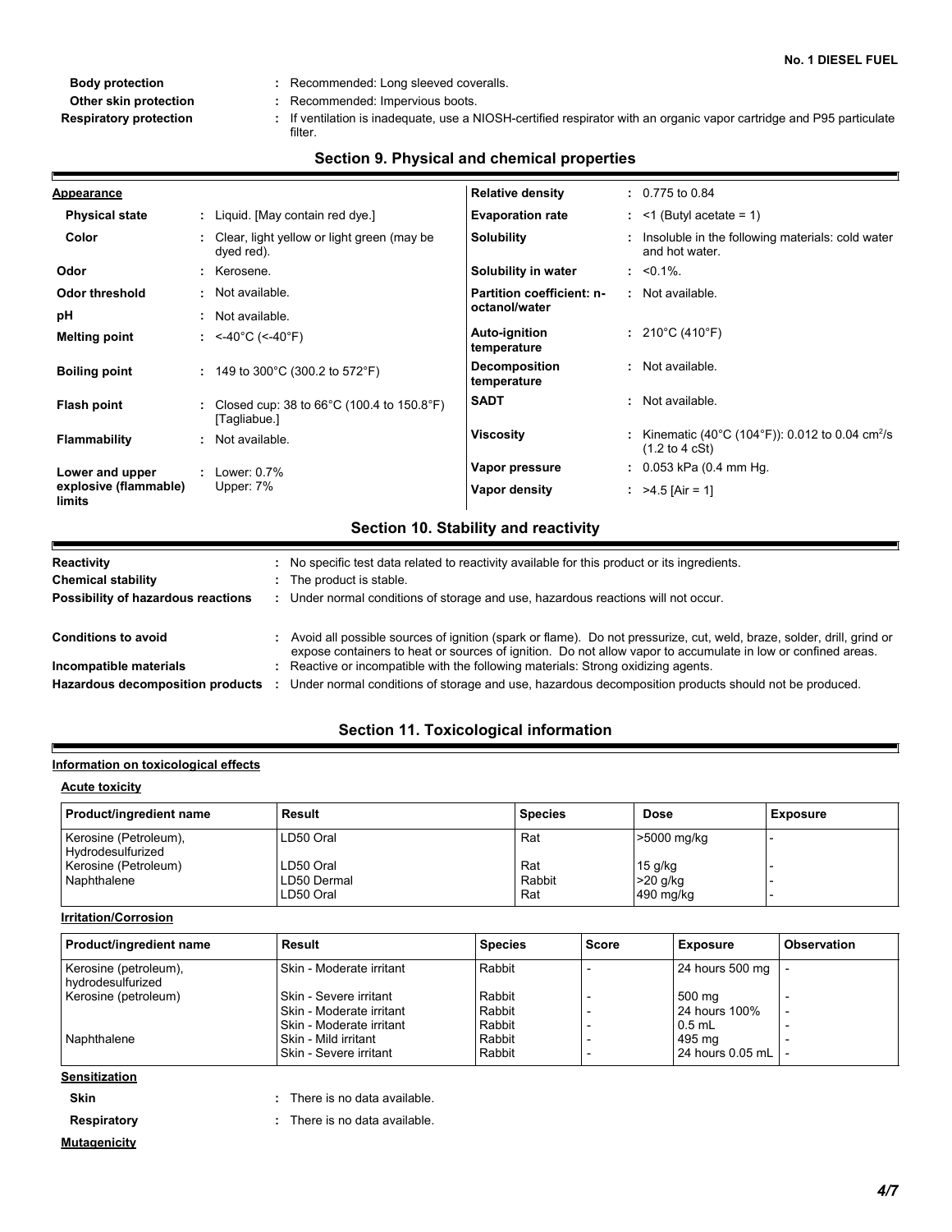| | | |
|---|---|---|
| **Body protection** | : | Recommended: Long sleeved coveralls. |
| **Other skin protection** | : | Recommended: Impervious boots. |
| **Respiratory protection** | : | If ventilation is inadequate, use a NIOSH-certified respirator with an organic vapor cartridge and P95 particulate filter. |

## Section 9. Physical and chemical properties

| **Appearance** | | | | |
|---|---|---|---|---|
| **Physical state** | : Liquid. [May contain red dye.] | **Relative density** | : 0.775 to 0.84 |
| **Color** | : Clear, light yellow or light green (may be dyed red). | **Evaporation rate** | : <1 (Butyl acetate = 1) |
| **Odor** | : Kerosene. | **Solubility** | : Insoluble in the following materials: cold water and hot water. |
| **Odor threshold** | : Not available. | **Solubility in water** | : <0.1%. |
| **pH** | : Not available. | **Partition coefficient: n-octanol/water** | : Not available. |
| **Melting point** | : <-40°C (<-40°F) | **Auto-ignition temperature** | : 210°C (410°F) |
| **Boiling point** | : 149 to 300°C (300.2 to 572°F) | **Decomposition temperature** | : Not available. |
| **Flash point** | : Closed cup: 38 to 66°C (100.4 to 150.8°F) [Tagliabue.] | **SADT** | : Not available. |
| **Flammability** | : Not available. | **Viscosity** | : Kinematic (40°C (104°F)): 0.012 to 0.04 $cm^2$/s (1.2 to 4 cSt) |
| **Lower and upper explosive (flammable) limits** | : Lower: 0.7% Upper: 7% | **Vapor pressure** | : 0.053 kPa (0.4 mm Hg. |
| | | **Vapor density** | : >4.5 [Air = 1] |

## Section 10. Stability and reactivity

| | |
|---|---|
| **Reactivity** | : No specific test data related to reactivity available for this product or its ingredients. |
| **Chemical stability** | : The product is stable. |
| **Possibility of hazardous reactions** | : Under normal conditions of storage and use, hazardous reactions will not occur. |
| **Conditions to avoid** | : Avoid all possible sources of ignition (spark or flame). Do not pressurize, cut, weld, braze, solder, drill, grind or expose containers to heat or sources of ignition. Do not allow vapor to accumulate in low or confined areas. |
| **Incompatible materials** | : Reactive or incompatible with the following materials: Strong oxidizing agents. |
| **Hazardous decomposition products** | : Under normal conditions of storage and use, hazardous decomposition products should not be produced. |

## Section 11. Toxicological information

**Information on toxicological effects**

**Acute toxicity**

| Product/ingredient name | Result | Species | Dose | Exposure |
|---|---|---|---|---|
| Kerosine (Petroleum), Hydrodesulfurized | LD50 Oral | Rat | >5000 mg/kg | - |
| Kerosine (Petroleum) | LD50 Oral | Rat | 15 g/kg | - |
| Naphthalene | LD50 Dermal | Rabbit | >20 g/kg | - |
| | LD50 Oral | Rat | 490 mg/kg | - |

**Irritation/Corrosion**

| Product/ingredient name | Result | Species | Score | Exposure | Observation |
|---|---|---|---|---|---|
| Kerosine (petroleum), hydrodesulfurized | Skin - Moderate irritant | Rabbit | - | 24 hours 500 mg | - |
| Kerosine (petroleum) | Skin - Severe irritant | Rabbit | - | 500 mg | - |
| | Skin - Moderate irritant | Rabbit | - | 24 hours 100% | - |
| | Skin - Moderate irritant | Rabbit | - | 0.5 mL | - |
| Naphthalene | Skin - Mild irritant | Rabbit | - | 495 mg | - |
| | Skin - Severe irritant | Rabbit | - | 24 hours 0.05 mL | - |

**Sensitization**

| | |
|---|---|
| **Skin** | : There is no data available. |
| **Respiratory** | : There is no data available. |

**Mutagenicity**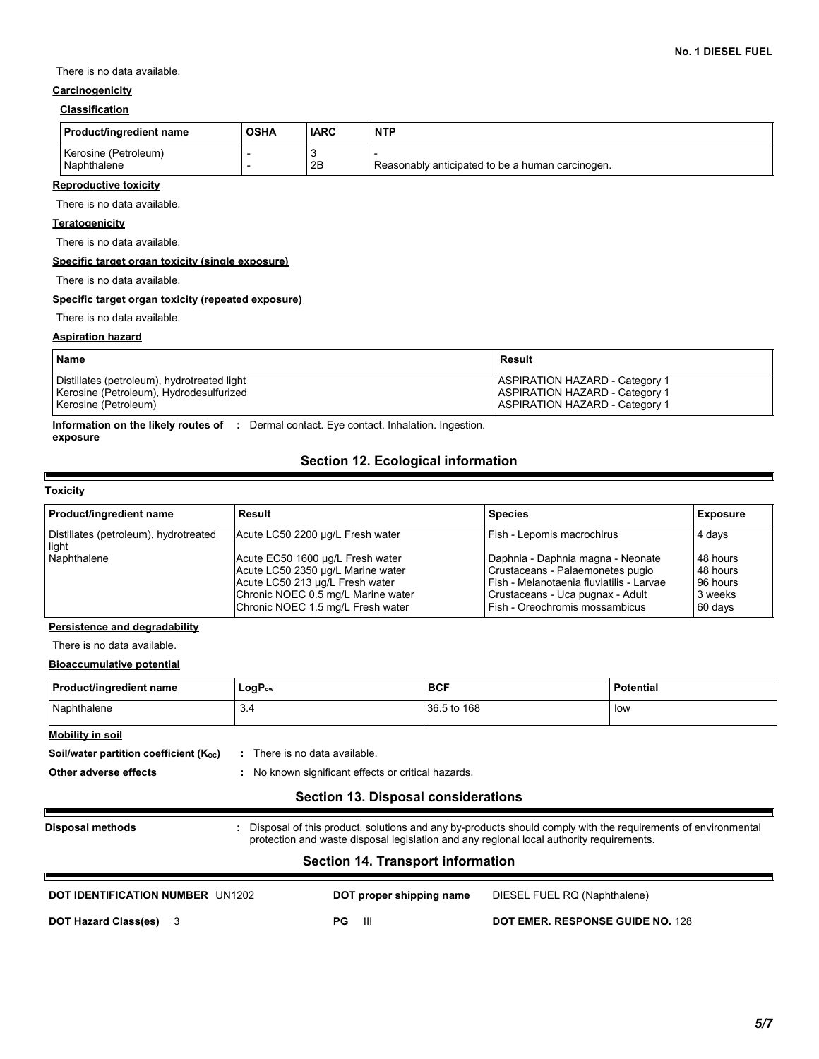There is no data available.

**Carcinogenicity**

**Classification**

| Product/ingredient name | OSHA | IARC | NTP |
|---|---|---|---|
| Kerosine (Petroleum) | - | 3 | - |
| Naphthalene | - | 2B | Reasonably anticipated to be a human carcinogen. |

**Reproductive toxicity**

There is no data available.

**Teratogenicity**

There is no data available.

**Specific target organ toxicity (single exposure)**

There is no data available.

**Specific target organ toxicity (repeated exposure)**

There is no data available.

**Aspiration hazard**

| Name | Result |
|---|---|
| Distillates (petroleum), hydrotreated light | ASPIRATION HAZARD - Category 1 |
| Kerosine (Petroleum), Hydrodesulfurized | ASPIRATION HAZARD - Category 1 |
| Kerosine (Petroleum) | ASPIRATION HAZARD - Category 1 |

**Information on the likely routes of exposure** : Dermal contact. Eye contact. Inhalation. Ingestion.

## Section 12. Ecological information

**Toxicity**

| Product/ingredient name | Result | Species | Exposure |
|---|---|---|---|
| Distillates (petroleum), hydrotreated light | Acute LC50 2200 µg/L Fresh water | Fish - Lepomis macrochirus | 4 days |
| Naphthalene | Acute EC50 1600 µg/L Fresh water | Daphnia - Daphnia magna - Neonate | 48 hours |
| | Acute LC50 2350 µg/L Marine water | Crustaceans - Palaemonetes pugio | 48 hours |
| | Acute LC50 213 µg/L Fresh water | Fish - Melanotaenia fluviatilis - Larvae | 96 hours |
| | Chronic NOEC 0.5 mg/L Marine water | Crustaceans - Uca pugnax - Adult | 3 weeks |
| | Chronic NOEC 1.5 mg/L Fresh water | Fish - Oreochromis mossambicus | 60 days |

**Persistence and degradability**

There is no data available.

**Bioaccumulative potential**

| Product/ingredient name | $LogP_{ow}$ | BCF | Potential |
|---|---|---|---|
| Naphthalene | 3.4 | 36.5 to 168 | low |

**Mobility in soil**

**Soil/water partition coefficient ($K_{OC}$)** : There is no data available.

**Other adverse effects** : No known significant effects or critical hazards.

## Section 13. Disposal considerations

**Disposal methods** : Disposal of this product, solutions and any by-products should comply with the requirements of environmental protection and waste disposal legislation and any regional local authority requirements.

## Section 14. Transport information

**DOT IDENTIFICATION NUMBER** UN1202

**DOT proper shipping name** DIESEL FUEL RQ (Naphthalene)

**DOT Hazard Class(es)** 3

**PG** III

**DOT EMER. RESPONSE GUIDE NO.** 128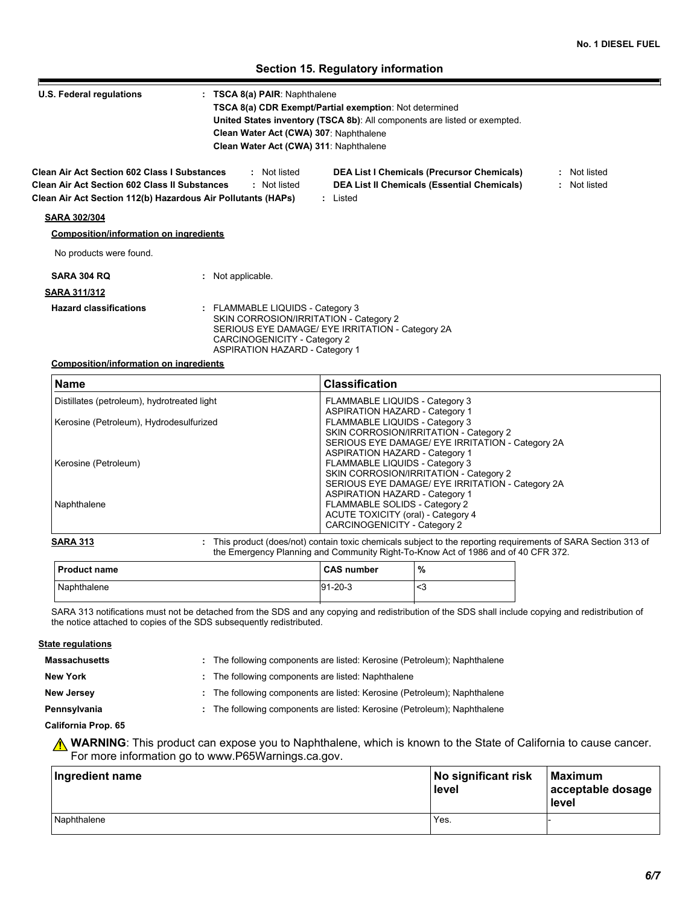## Section 15. Regulatory information

**U.S. Federal regulations** : **TSCA 8(a) PAIR**: Naphthalene
**TSCA 8(a) CDR Exempt/Partial exemption**: Not determined
**United States inventory (TSCA 8b)**: All components are listed or exempted.
**Clean Water Act (CWA) 307**: Naphthalene
**Clean Water Act (CWA) 311**: Naphthalene

**Clean Air Act Section 602 Class I Substances** : Not listed
**Clean Air Act Section 602 Class II Substances** : Not listed
**Clean Air Act Section 112(b) Hazardous Air Pollutants (HAPs)** : Listed
**DEA List I Chemicals (Precursor Chemicals)** : Not listed
**DEA List II Chemicals (Essential Chemicals)** : Not listed

**SARA 302/304**

**Composition/information on ingredients**

No products were found.

**SARA 304 RQ** : Not applicable.

**SARA 311/312**

**Hazard classifications** : FLAMMABLE LIQUIDS - Category 3
SKIN CORROSION/IRRITATION - Category 2
SERIOUS EYE DAMAGE/ EYE IRRITATION - Category 2A
CARCINOGENICITY - Category 2
ASPIRATION HAZARD - Category 1

**Composition/information on ingredients**

| Name | Classification |
|---|---|
| Distillates (petroleum), hydrotreated light | FLAMMABLE LIQUIDS - Category 3<br>ASPIRATION HAZARD - Category 1 |
| Kerosine (Petroleum), Hydrodesulfurized | FLAMMABLE LIQUIDS - Category 3<br>SKIN CORROSION/IRRITATION - Category 2<br>SERIOUS EYE DAMAGE/ EYE IRRITATION - Category 2A<br>ASPIRATION HAZARD - Category 1 |
| Kerosine (Petroleum) | FLAMMABLE LIQUIDS - Category 3<br>SKIN CORROSION/IRRITATION - Category 2<br>SERIOUS EYE DAMAGE/ EYE IRRITATION - Category 2A<br>ASPIRATION HAZARD - Category 1 |
| Naphthalene | FLAMMABLE SOLIDS - Category 2<br>ACUTE TOXICITY (oral) - Category 4<br>CARCINOGENICITY - Category 2 |

**SARA 313** : This product (does/not) contain toxic chemicals subject to the reporting requirements of SARA Section 313 of the Emergency Planning and Community Right-To-Know Act of 1986 and of 40 CFR 372.

| Product name | CAS number | % |
|---|---|---|
| Naphthalene | 91-20-3 | <3 |

SARA 313 notifications must not be detached from the SDS and any copying and redistribution of the SDS shall include copying and redistribution of the notice attached to copies of the SDS subsequently redistributed.

**State regulations**

**Massachusetts** : The following components are listed: Kerosine (Petroleum); Naphthalene

**New York** : The following components are listed: Naphthalene

**New Jersey** : The following components are listed: Kerosine (Petroleum); Naphthalene

**Pennsylvania** : The following components are listed: Kerosine (Petroleum); Naphthalene

**California Prop. 65**

⚠ **WARNING**: This product can expose you to Naphthalene, which is known to the State of California to cause cancer. For more information go to www.P65Warnings.ca.gov.

| Ingredient name | No significant risk level | Maximum acceptable dosage level |
|---|---|---|
| Naphthalene | Yes. | - |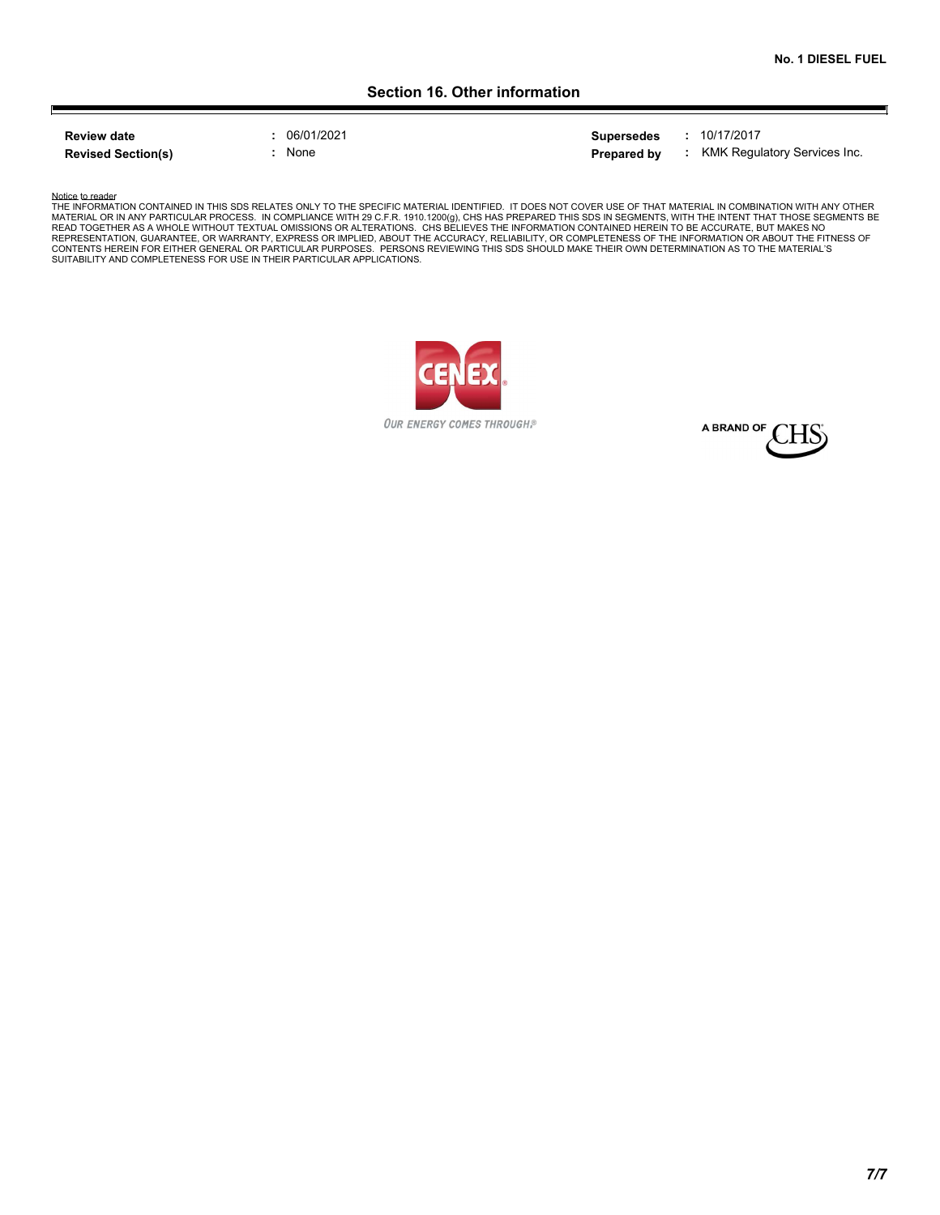## Section 16. Other information

| | | | |
|---|---|---|---|
| **Review date** | : 06/01/2021 | **Supersedes** | : 10/17/2017 |
| **Revised Section(s)** | : None | **Prepared by** | : KMK Regulatory Services Inc. |

Notice to reader

THE INFORMATION CONTAINED IN THIS SDS RELATES ONLY TO THE SPECIFIC MATERIAL IDENTIFIED. IT DOES NOT COVER USE OF THAT MATERIAL IN COMBINATION WITH ANY OTHER MATERIAL OR IN ANY PARTICULAR PROCESS. IN COMPLIANCE WITH 29 C.F.R. 1910.1200(g), CHS HAS PREPARED THIS SDS IN SEGMENTS, WITH THE INTENT THAT THOSE SEGMENTS BE READ TOGETHER AS A WHOLE WITHOUT TEXTUAL OMISSIONS OR ALTERATIONS. CHS BELIEVES THE INFORMATION CONTAINED HEREIN TO BE ACCURATE, BUT MAKES NO REPRESENTATION, GUARANTEE, OR WARRANTY, EXPRESS OR IMPLIED, ABOUT THE ACCURACY, RELIABILITY, OR COMPLETENESS OF THE INFORMATION OR ABOUT THE FITNESS OF CONTENTS HEREIN FOR EITHER GENERAL OR PARTICULAR PURPOSES. PERSONS REVIEWING THIS SDS SHOULD MAKE THEIR OWN DETERMINATION AS TO THE MATERIAL'S SUITABILITY AND COMPLETENESS FOR USE IN THEIR PARTICULAR APPLICATIONS.

CENEX®

*OUR ENERGY COMES THROUGH.®*

A BRAND OF CHS®